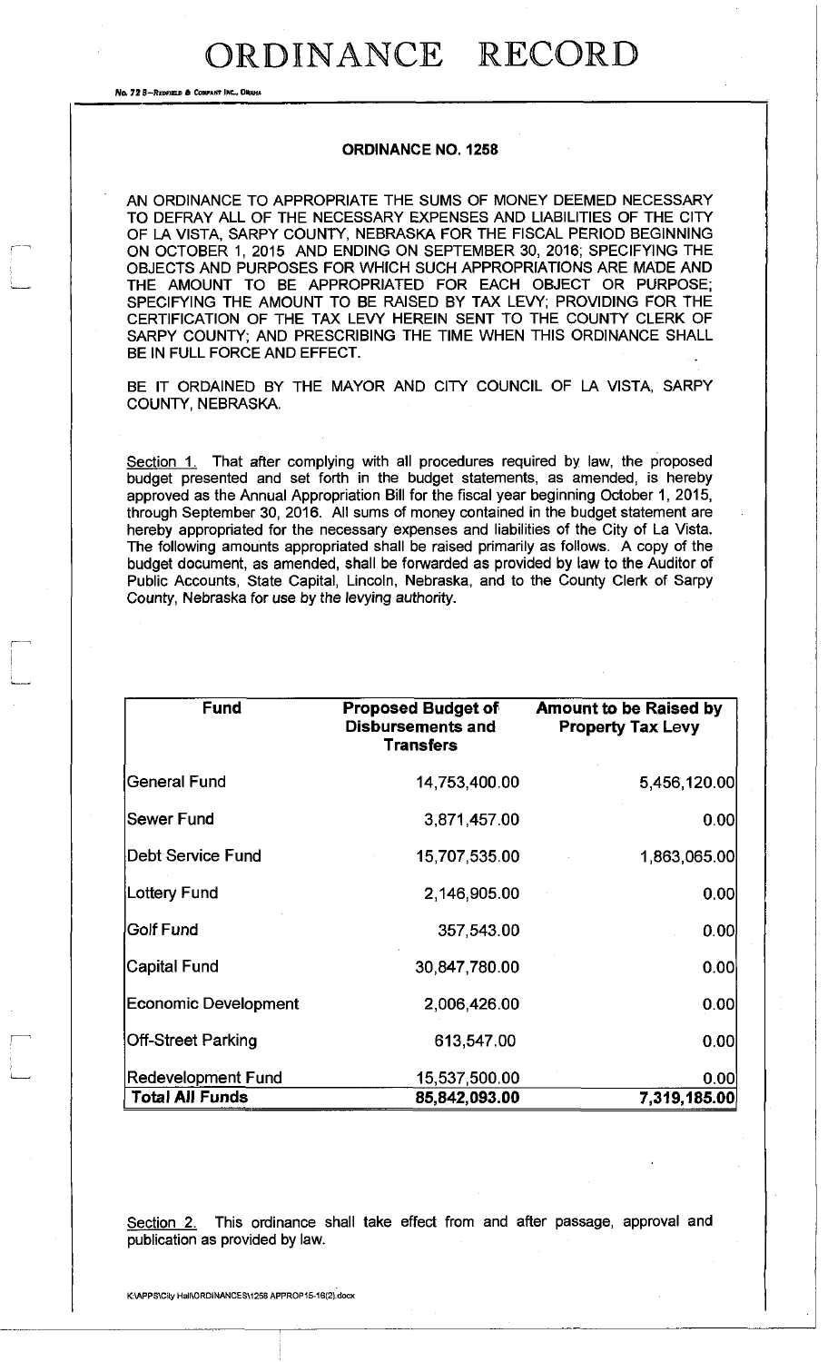# ORDINANCE RECORD

No. 72 8—REDFIELD & COMPANY INC., OMAHA

## ORDINANCE NO. 1258

AN ORDINANCE TO APPROPRIATE THE SUMS OF MONEY DEEMED NECESSARY TO DEFRAY ALL OF THE NECESSARY EXPENSES AND LIABILITIES OF THE CITY OF LA VISTA, SARPY COUNTY, NEBRASKA FOR THE FISCAL PERIOD BEGINNING ON OCTOBER 1, 2015 AND ENDING ON SEPTEMBER 30, 2016; SPECIFYING THE OBJECTS AND PURPOSES FOR WHICH SUCH APPROPRIATIONS ARE MADE AND THE AMOUNT TO BE APPROPRIATED FOR EACH OBJECT OR PURPOSE; SPECIFYING THE AMOUNT TO BE RAISED BY TAX LEVY; PROVIDING FOR THE CERTIFICATION OF THE TAX LEVY HEREIN SENT TO THE COUNTY CLERK OF SARPY COUNTY; AND PRESCRIBING THE TIME WHEN THIS ORDINANCE SHALL BE IN FULL FORCE AND EFFECT.

BE IT ORDAINED BY THE MAYOR AND CITY COUNCIL OF LA VISTA, SARPY COUNTY, NEBRASKA.

Section 1. That after complying with all procedures required by law, the proposed budget presented and set forth in the budget statements, as amended, is hereby approved as the Annual Appropriation Bill for the fiscal year beginning October 1, 2015, through September 30, 2016. All sums of money contained in the budget statement are hereby appropriated for the necessary expenses and liabilities of the City of La Vista. The following amounts appropriated shall be raised primarily as follows. A copy of the budget document, as amended, shall be forwarded as provided by law to the Auditor of Public Accounts, State Capital, Lincoln, Nebraska, and to the County Clerk of Sarpy County, Nebraska for use by the levying authority.

| Fund | Proposed Budget of Disbursements and Transfers | Amount to be Raised by Property Tax Levy |
|---|---|---|
| General Fund | 14,753,400.00 | 5,456,120.00 |
| Sewer Fund | 3,871,457.00 | 0.00 |
| Debt Service Fund | 15,707,535.00 | 1,863,065.00 |
| Lottery Fund | 2,146,905.00 | 0.00 |
| Golf Fund | 357,543.00 | 0.00 |
| Capital Fund | 30,847,780.00 | 0.00 |
| Economic Development | 2,006,426.00 | 0.00 |
| Off-Street Parking | 613,547.00 | 0.00 |
| Redevelopment Fund | 15,537,500.00 | 0.00 |
| **Total All Funds** | **85,842,093.00** | **7,319,185.00** |

Section 2. This ordinance shall take effect from and after passage, approval and publication as provided by law.

K:\APPS\City Hall\ORDINANCES\1258 APPROP15-16(2).docx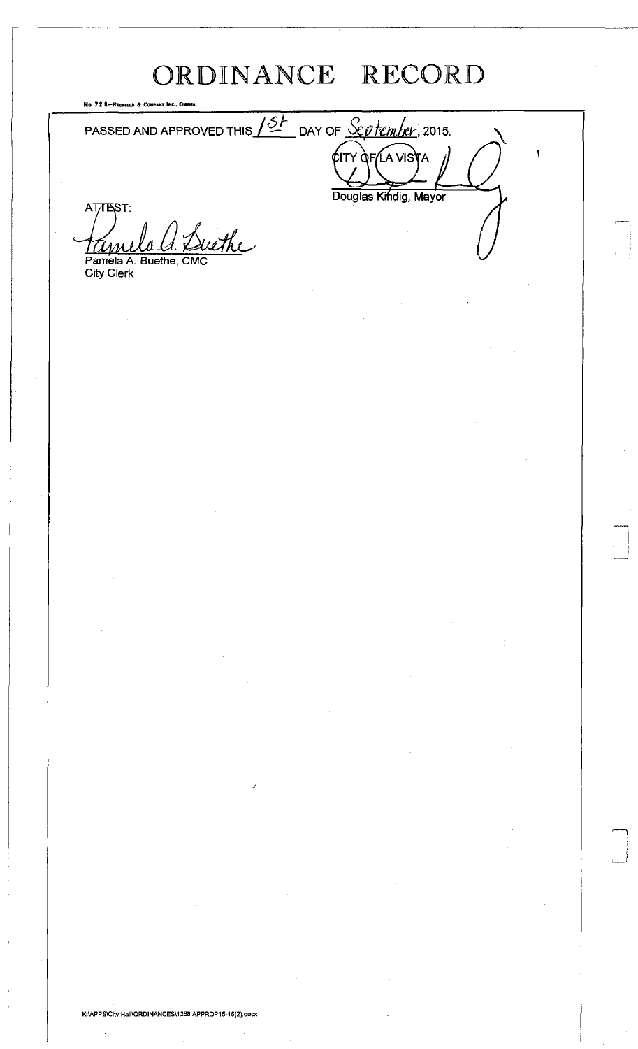# ORDINANCE RECORD

No. 72 8—REDFIELD & COMPANY INC., OMAHA

PASSED AND APPROVED THIS 1st DAY OF September, 2015.

CITY OF LA VISTA

Douglas Kindig, Mayor

ATTEST:

Pamela A. Buethe, CMC
City Clerk

K:\APPS\City Hall\ORDINANCES\1258 APPROP15-16(2).docx